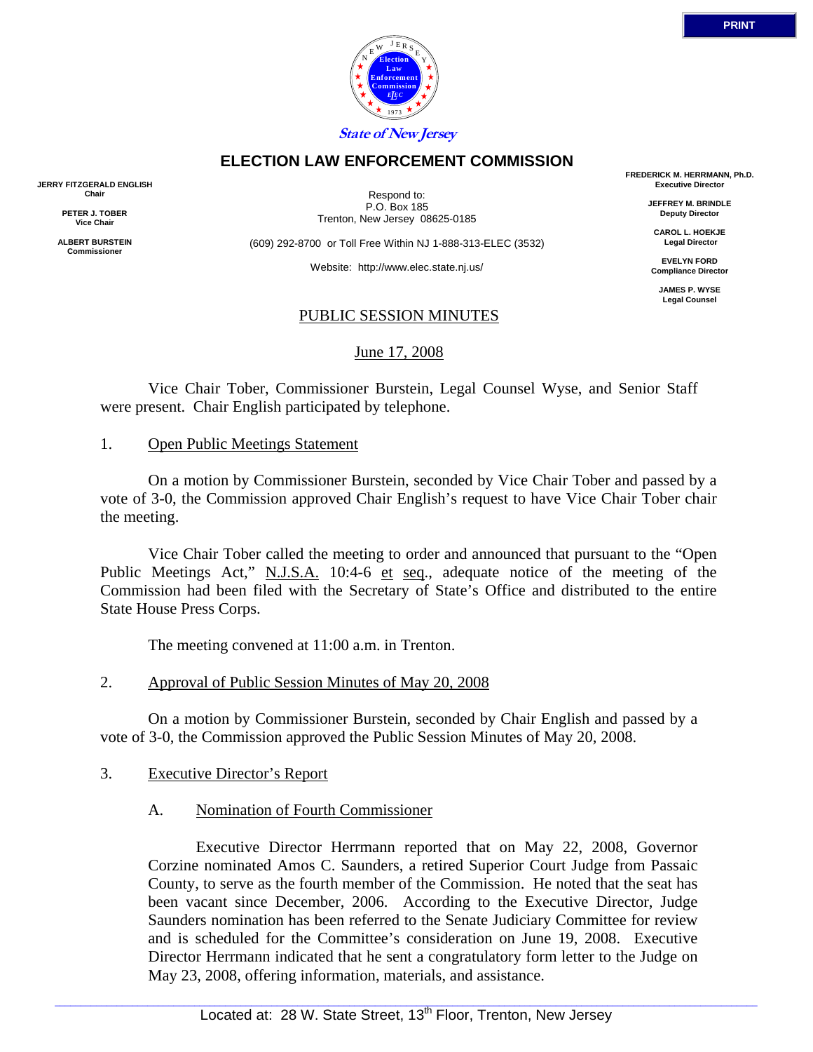State of New Jersey

# ELECTION LAW ENFORCEMENT COMMISSION

**JERRY FITZGERALD ENGLISH**
**Chair**

**PETER J. TOBER**
**Vice Chair**

**ALBERT BURSTEIN**
**Commissioner**

Respond to:
P.O. Box 185
Trenton, New Jersey 08625-0185

(609) 292-8700 or Toll Free Within NJ 1-888-313-ELEC (3532)

Website: http://www.elec.state.nj.us/

**FREDERICK M. HERRMANN, Ph.D.**
**Executive Director**

**JEFFREY M. BRINDLE**
**Deputy Director**

**CAROL L. HOEKJE**
**Legal Director**

**EVELYN FORD**
**Compliance Director**

**JAMES P. WYSE**
**Legal Counsel**

## PUBLIC SESSION MINUTES

June 17, 2008

Vice Chair Tober, Commissioner Burstein, Legal Counsel Wyse, and Senior Staff were present. Chair English participated by telephone.

1. Open Public Meetings Statement

On a motion by Commissioner Burstein, seconded by Vice Chair Tober and passed by a vote of 3-0, the Commission approved Chair English's request to have Vice Chair Tober chair the meeting.

Vice Chair Tober called the meeting to order and announced that pursuant to the "Open Public Meetings Act," N.J.S.A. 10:4-6 et seq., adequate notice of the meeting of the Commission had been filed with the Secretary of State's Office and distributed to the entire State House Press Corps.

The meeting convened at 11:00 a.m. in Trenton.

2. Approval of Public Session Minutes of May 20, 2008

On a motion by Commissioner Burstein, seconded by Chair English and passed by a vote of 3-0, the Commission approved the Public Session Minutes of May 20, 2008.

3. Executive Director's Report

A. Nomination of Fourth Commissioner

Executive Director Herrmann reported that on May 22, 2008, Governor Corzine nominated Amos C. Saunders, a retired Superior Court Judge from Passaic County, to serve as the fourth member of the Commission. He noted that the seat has been vacant since December, 2006. According to the Executive Director, Judge Saunders nomination has been referred to the Senate Judiciary Committee for review and is scheduled for the Committee's consideration on June 19, 2008. Executive Director Herrmann indicated that he sent a congratulatory form letter to the Judge on May 23, 2008, offering information, materials, and assistance.

Located at: 28 W. State Street, 13th Floor, Trenton, New Jersey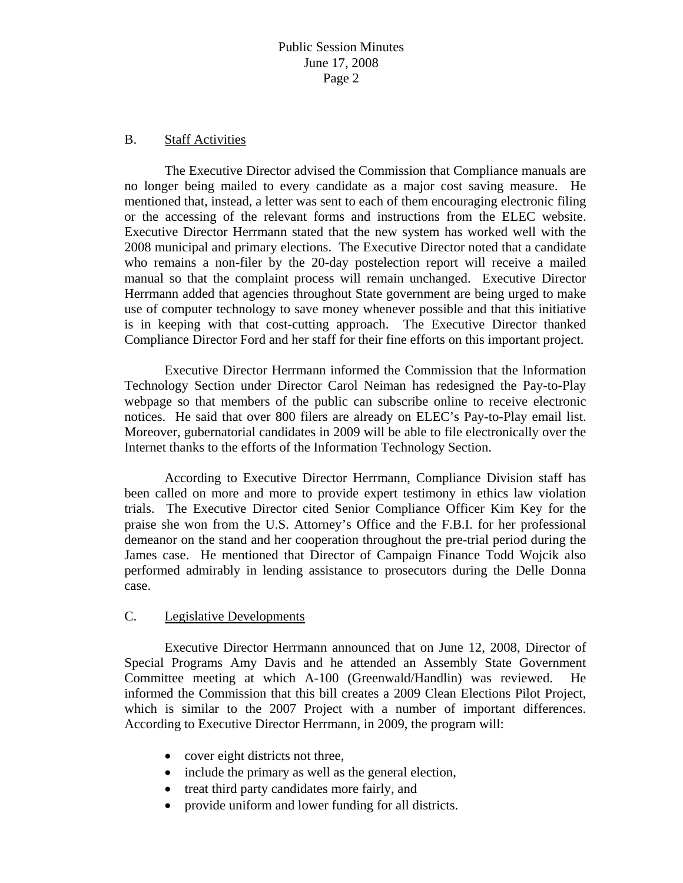## B. Staff Activities

The Executive Director advised the Commission that Compliance manuals are no longer being mailed to every candidate as a major cost saving measure. He mentioned that, instead, a letter was sent to each of them encouraging electronic filing or the accessing of the relevant forms and instructions from the ELEC website. Executive Director Herrmann stated that the new system has worked well with the 2008 municipal and primary elections. The Executive Director noted that a candidate who remains a non-filer by the 20-day postelection report will receive a mailed manual so that the complaint process will remain unchanged. Executive Director Herrmann added that agencies throughout State government are being urged to make use of computer technology to save money whenever possible and that this initiative is in keeping with that cost-cutting approach. The Executive Director thanked Compliance Director Ford and her staff for their fine efforts on this important project.

Executive Director Herrmann informed the Commission that the Information Technology Section under Director Carol Neiman has redesigned the Pay-to-Play webpage so that members of the public can subscribe online to receive electronic notices. He said that over 800 filers are already on ELEC's Pay-to-Play email list. Moreover, gubernatorial candidates in 2009 will be able to file electronically over the Internet thanks to the efforts of the Information Technology Section.

According to Executive Director Herrmann, Compliance Division staff has been called on more and more to provide expert testimony in ethics law violation trials. The Executive Director cited Senior Compliance Officer Kim Key for the praise she won from the U.S. Attorney's Office and the F.B.I. for her professional demeanor on the stand and her cooperation throughout the pre-trial period during the James case. He mentioned that Director of Campaign Finance Todd Wojcik also performed admirably in lending assistance to prosecutors during the Delle Donna case.

## C. Legislative Developments

Executive Director Herrmann announced that on June 12, 2008, Director of Special Programs Amy Davis and he attended an Assembly State Government Committee meeting at which A-100 (Greenwald/Handlin) was reviewed. He informed the Commission that this bill creates a 2009 Clean Elections Pilot Project, which is similar to the 2007 Project with a number of important differences. According to Executive Director Herrmann, in 2009, the program will:

- cover eight districts not three,
- include the primary as well as the general election,
- treat third party candidates more fairly, and
- provide uniform and lower funding for all districts.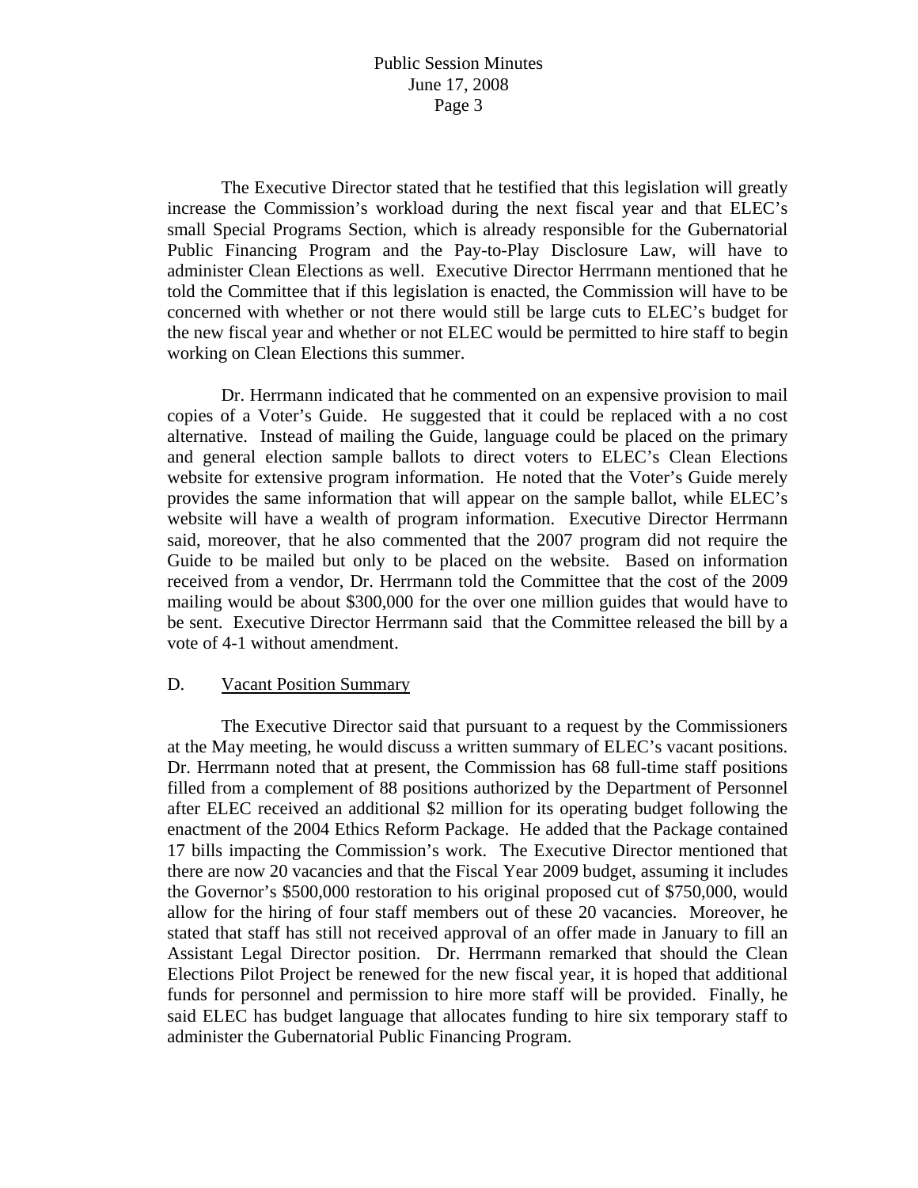The Executive Director stated that he testified that this legislation will greatly increase the Commission's workload during the next fiscal year and that ELEC's small Special Programs Section, which is already responsible for the Gubernatorial Public Financing Program and the Pay-to-Play Disclosure Law, will have to administer Clean Elections as well. Executive Director Herrmann mentioned that he told the Committee that if this legislation is enacted, the Commission will have to be concerned with whether or not there would still be large cuts to ELEC's budget for the new fiscal year and whether or not ELEC would be permitted to hire staff to begin working on Clean Elections this summer.

Dr. Herrmann indicated that he commented on an expensive provision to mail copies of a Voter's Guide. He suggested that it could be replaced with a no cost alternative. Instead of mailing the Guide, language could be placed on the primary and general election sample ballots to direct voters to ELEC's Clean Elections website for extensive program information. He noted that the Voter's Guide merely provides the same information that will appear on the sample ballot, while ELEC's website will have a wealth of program information. Executive Director Herrmann said, moreover, that he also commented that the 2007 program did not require the Guide to be mailed but only to be placed on the website. Based on information received from a vendor, Dr. Herrmann told the Committee that the cost of the 2009 mailing would be about $300,000 for the over one million guides that would have to be sent. Executive Director Herrmann said that the Committee released the bill by a vote of 4-1 without amendment.

D. Vacant Position Summary

The Executive Director said that pursuant to a request by the Commissioners at the May meeting, he would discuss a written summary of ELEC's vacant positions. Dr. Herrmann noted that at present, the Commission has 68 full-time staff positions filled from a complement of 88 positions authorized by the Department of Personnel after ELEC received an additional $2 million for its operating budget following the enactment of the 2004 Ethics Reform Package. He added that the Package contained 17 bills impacting the Commission's work. The Executive Director mentioned that there are now 20 vacancies and that the Fiscal Year 2009 budget, assuming it includes the Governor's $500,000 restoration to his original proposed cut of $750,000, would allow for the hiring of four staff members out of these 20 vacancies. Moreover, he stated that staff has still not received approval of an offer made in January to fill an Assistant Legal Director position. Dr. Herrmann remarked that should the Clean Elections Pilot Project be renewed for the new fiscal year, it is hoped that additional funds for personnel and permission to hire more staff will be provided. Finally, he said ELEC has budget language that allocates funding to hire six temporary staff to administer the Gubernatorial Public Financing Program.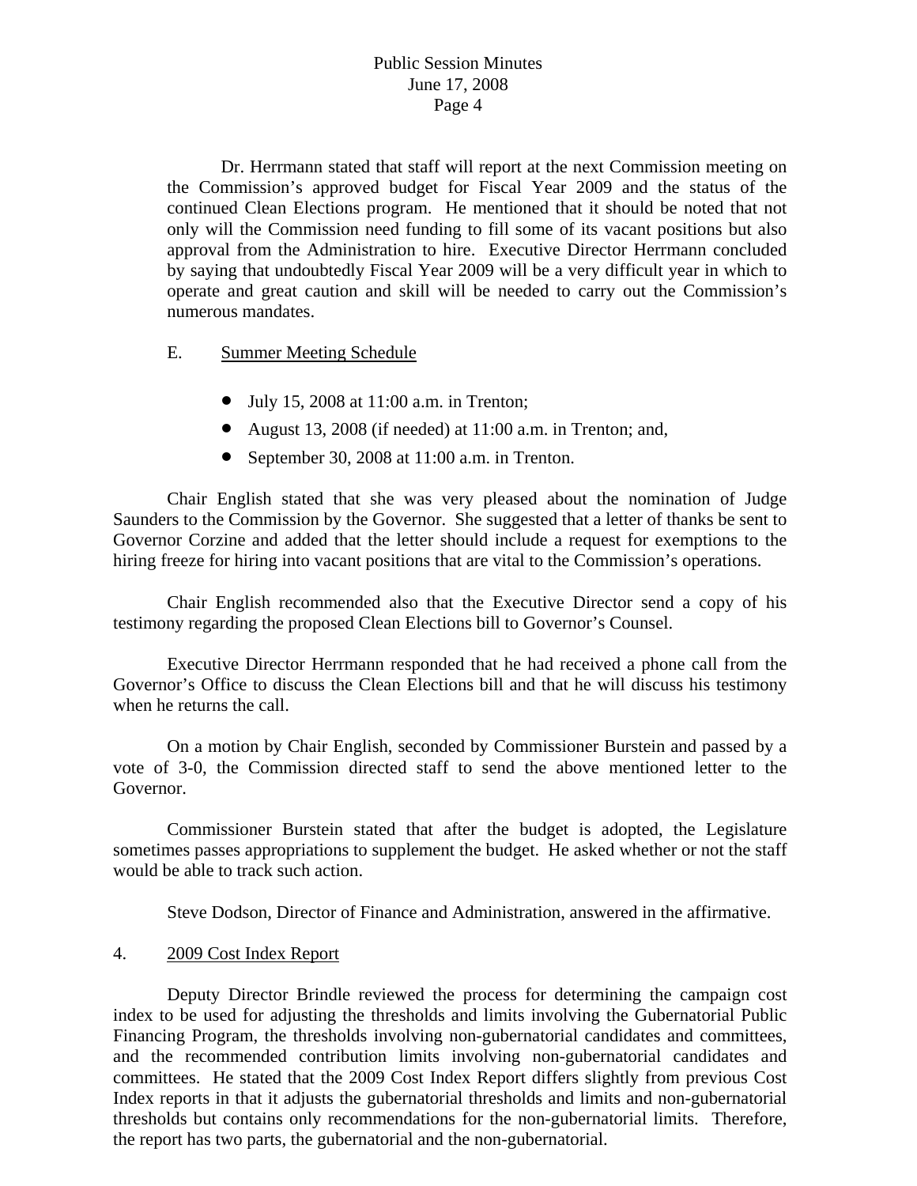Dr. Herrmann stated that staff will report at the next Commission meeting on the Commission's approved budget for Fiscal Year 2009 and the status of the continued Clean Elections program. He mentioned that it should be noted that not only will the Commission need funding to fill some of its vacant positions but also approval from the Administration to hire. Executive Director Herrmann concluded by saying that undoubtedly Fiscal Year 2009 will be a very difficult year in which to operate and great caution and skill will be needed to carry out the Commission's numerous mandates.

E. Summer Meeting Schedule

- July 15, 2008 at 11:00 a.m. in Trenton;
- August 13, 2008 (if needed) at 11:00 a.m. in Trenton; and,
- September 30, 2008 at 11:00 a.m. in Trenton.

Chair English stated that she was very pleased about the nomination of Judge Saunders to the Commission by the Governor. She suggested that a letter of thanks be sent to Governor Corzine and added that the letter should include a request for exemptions to the hiring freeze for hiring into vacant positions that are vital to the Commission's operations.

Chair English recommended also that the Executive Director send a copy of his testimony regarding the proposed Clean Elections bill to Governor's Counsel.

Executive Director Herrmann responded that he had received a phone call from the Governor's Office to discuss the Clean Elections bill and that he will discuss his testimony when he returns the call.

On a motion by Chair English, seconded by Commissioner Burstein and passed by a vote of 3-0, the Commission directed staff to send the above mentioned letter to the Governor.

Commissioner Burstein stated that after the budget is adopted, the Legislature sometimes passes appropriations to supplement the budget. He asked whether or not the staff would be able to track such action.

Steve Dodson, Director of Finance and Administration, answered in the affirmative.

4. 2009 Cost Index Report

Deputy Director Brindle reviewed the process for determining the campaign cost index to be used for adjusting the thresholds and limits involving the Gubernatorial Public Financing Program, the thresholds involving non-gubernatorial candidates and committees, and the recommended contribution limits involving non-gubernatorial candidates and committees. He stated that the 2009 Cost Index Report differs slightly from previous Cost Index reports in that it adjusts the gubernatorial thresholds and limits and non-gubernatorial thresholds but contains only recommendations for the non-gubernatorial limits. Therefore, the report has two parts, the gubernatorial and the non-gubernatorial.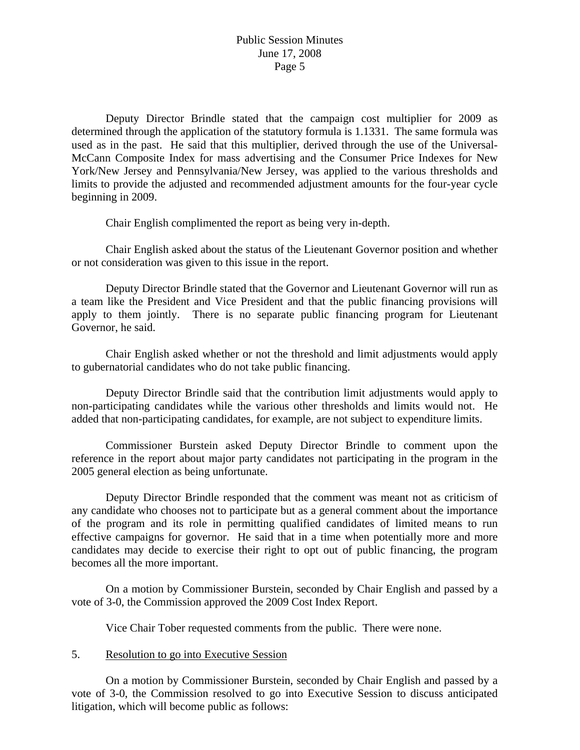Deputy Director Brindle stated that the campaign cost multiplier for 2009 as determined through the application of the statutory formula is 1.1331. The same formula was used as in the past. He said that this multiplier, derived through the use of the Universal-McCann Composite Index for mass advertising and the Consumer Price Indexes for New York/New Jersey and Pennsylvania/New Jersey, was applied to the various thresholds and limits to provide the adjusted and recommended adjustment amounts for the four-year cycle beginning in 2009.

Chair English complimented the report as being very in-depth.

Chair English asked about the status of the Lieutenant Governor position and whether or not consideration was given to this issue in the report.

Deputy Director Brindle stated that the Governor and Lieutenant Governor will run as a team like the President and Vice President and that the public financing provisions will apply to them jointly. There is no separate public financing program for Lieutenant Governor, he said.

Chair English asked whether or not the threshold and limit adjustments would apply to gubernatorial candidates who do not take public financing.

Deputy Director Brindle said that the contribution limit adjustments would apply to non-participating candidates while the various other thresholds and limits would not. He added that non-participating candidates, for example, are not subject to expenditure limits.

Commissioner Burstein asked Deputy Director Brindle to comment upon the reference in the report about major party candidates not participating in the program in the 2005 general election as being unfortunate.

Deputy Director Brindle responded that the comment was meant not as criticism of any candidate who chooses not to participate but as a general comment about the importance of the program and its role in permitting qualified candidates of limited means to run effective campaigns for governor. He said that in a time when potentially more and more candidates may decide to exercise their right to opt out of public financing, the program becomes all the more important.

On a motion by Commissioner Burstein, seconded by Chair English and passed by a vote of 3-0, the Commission approved the 2009 Cost Index Report.

Vice Chair Tober requested comments from the public. There were none.

5. Resolution to go into Executive Session

On a motion by Commissioner Burstein, seconded by Chair English and passed by a vote of 3-0, the Commission resolved to go into Executive Session to discuss anticipated litigation, which will become public as follows: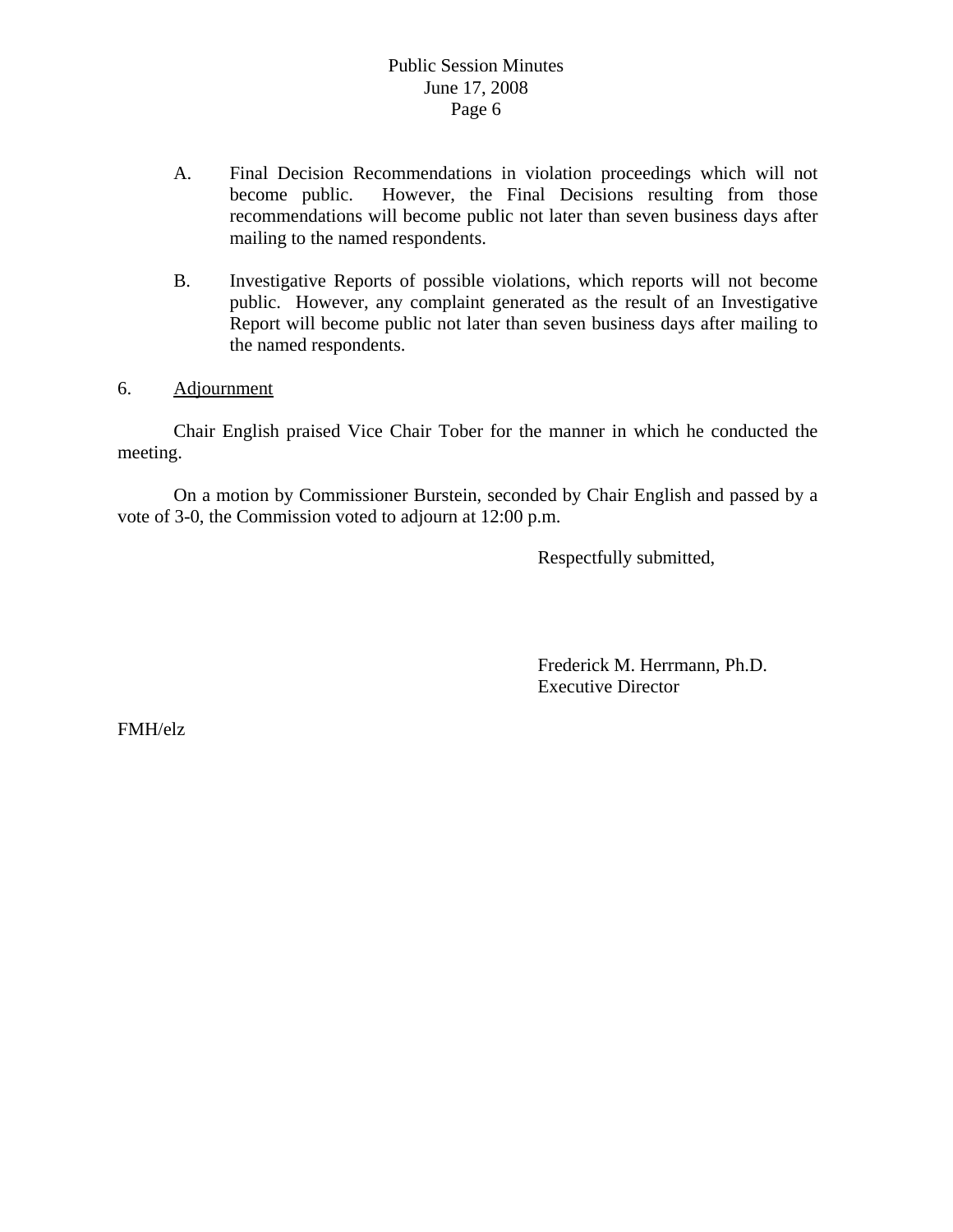A. Final Decision Recommendations in violation proceedings which will not become public. However, the Final Decisions resulting from those recommendations will become public not later than seven business days after mailing to the named respondents.

B. Investigative Reports of possible violations, which reports will not become public. However, any complaint generated as the result of an Investigative Report will become public not later than seven business days after mailing to the named respondents.

6. Adjournment

Chair English praised Vice Chair Tober for the manner in which he conducted the meeting.

On a motion by Commissioner Burstein, seconded by Chair English and passed by a vote of 3-0, the Commission voted to adjourn at 12:00 p.m.

Respectfully submitted,

Frederick M. Herrmann, Ph.D.
Executive Director

FMH/elz